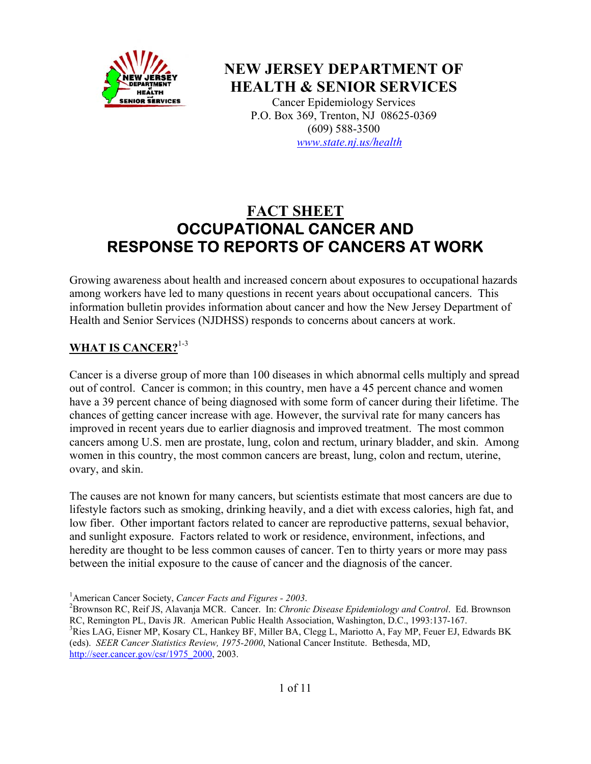# NEW JERSEY DEPARTMENT OF HEALTH & SENIOR SERVICES

Cancer Epidemiology Services
P.O. Box 369, Trenton, NJ 08625-0369
(609) 588-3500
www.state.nj.us/health

# FACT SHEET
# OCCUPATIONAL CANCER AND RESPONSE TO REPORTS OF CANCERS AT WORK

Growing awareness about health and increased concern about exposures to occupational hazards among workers have led to many questions in recent years about occupational cancers. This information bulletin provides information about cancer and how the New Jersey Department of Health and Senior Services (NJDHSS) responds to concerns about cancers at work.

## WHAT IS CANCER?[1-3]

Cancer is a diverse group of more than 100 diseases in which abnormal cells multiply and spread out of control. Cancer is common; in this country, men have a 45 percent chance and women have a 39 percent chance of being diagnosed with some form of cancer during their lifetime. The chances of getting cancer increase with age. However, the survival rate for many cancers has improved in recent years due to earlier diagnosis and improved treatment. The most common cancers among U.S. men are prostate, lung, colon and rectum, urinary bladder, and skin. Among women in this country, the most common cancers are breast, lung, colon and rectum, uterine, ovary, and skin.

The causes are not known for many cancers, but scientists estimate that most cancers are due to lifestyle factors such as smoking, drinking heavily, and a diet with excess calories, high fat, and low fiber. Other important factors related to cancer are reproductive patterns, sexual behavior, and sunlight exposure. Factors related to work or residence, environment, infections, and heredity are thought to be less common causes of cancer. Ten to thirty years or more may pass between the initial exposure to the cause of cancer and the diagnosis of the cancer.

---

[1] American Cancer Society, *Cancer Facts and Figures - 2003*.
[2] Brownson RC, Reif JS, Alavanja MCR. Cancer. In: *Chronic Disease Epidemiology and Control*. Ed. Brownson RC, Remington PL, Davis JR. American Public Health Association, Washington, D.C., 1993:137-167.
[3] Ries LAG, Eisner MP, Kosary CL, Hankey BF, Miller BA, Clegg L, Mariotto A, Fay MP, Feuer EJ, Edwards BK (eds). *SEER Cancer Statistics Review, 1975-2000*, National Cancer Institute. Bethesda, MD, http://seer.cancer.gov/csr/1975_2000, 2003.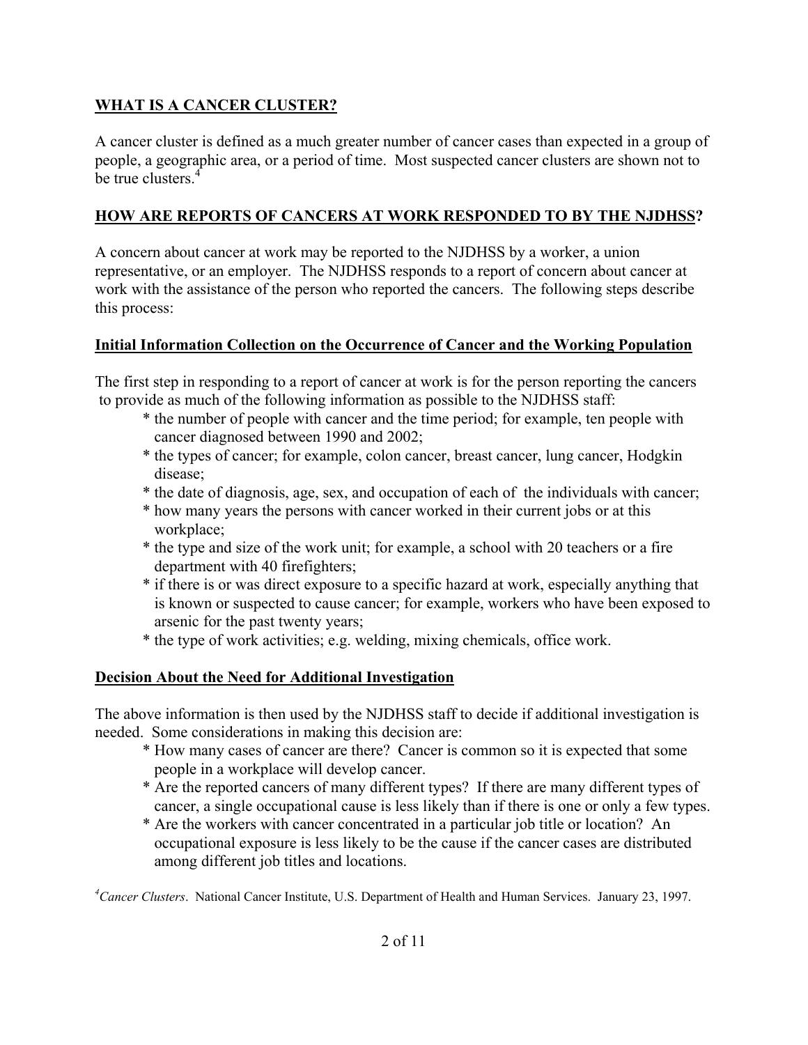## WHAT IS A CANCER CLUSTER?

A cancer cluster is defined as a much greater number of cancer cases than expected in a group of people, a geographic area, or a period of time. Most suspected cancer clusters are shown not to be true clusters.[4]

## HOW ARE REPORTS OF CANCERS AT WORK RESPONDED TO BY THE NJDHSS?

A concern about cancer at work may be reported to the NJDHSS by a worker, a union representative, or an employer. The NJDHSS responds to a report of concern about cancer at work with the assistance of the person who reported the cancers. The following steps describe this process:

### Initial Information Collection on the Occurrence of Cancer and the Working Population

The first step in responding to a report of cancer at work is for the person reporting the cancers to provide as much of the following information as possible to the NJDHSS staff:

- the number of people with cancer and the time period; for example, ten people with cancer diagnosed between 1990 and 2002;
- the types of cancer; for example, colon cancer, breast cancer, lung cancer, Hodgkin disease;
- the date of diagnosis, age, sex, and occupation of each of the individuals with cancer;
- how many years the persons with cancer worked in their current jobs or at this workplace;
- the type and size of the work unit; for example, a school with 20 teachers or a fire department with 40 firefighters;
- if there is or was direct exposure to a specific hazard at work, especially anything that is known or suspected to cause cancer; for example, workers who have been exposed to arsenic for the past twenty years;
- the type of work activities; e.g. welding, mixing chemicals, office work.

### Decision About the Need for Additional Investigation

The above information is then used by the NJDHSS staff to decide if additional investigation is needed. Some considerations in making this decision are:

- How many cases of cancer are there? Cancer is common so it is expected that some people in a workplace will develop cancer.
- Are the reported cancers of many different types? If there are many different types of cancer, a single occupational cause is less likely than if there is one or only a few types.
- Are the workers with cancer concentrated in a particular job title or location? An occupational exposure is less likely to be the cause if the cancer cases are distributed among different job titles and locations.

[4] *Cancer Clusters*. National Cancer Institute, U.S. Department of Health and Human Services. January 23, 1997.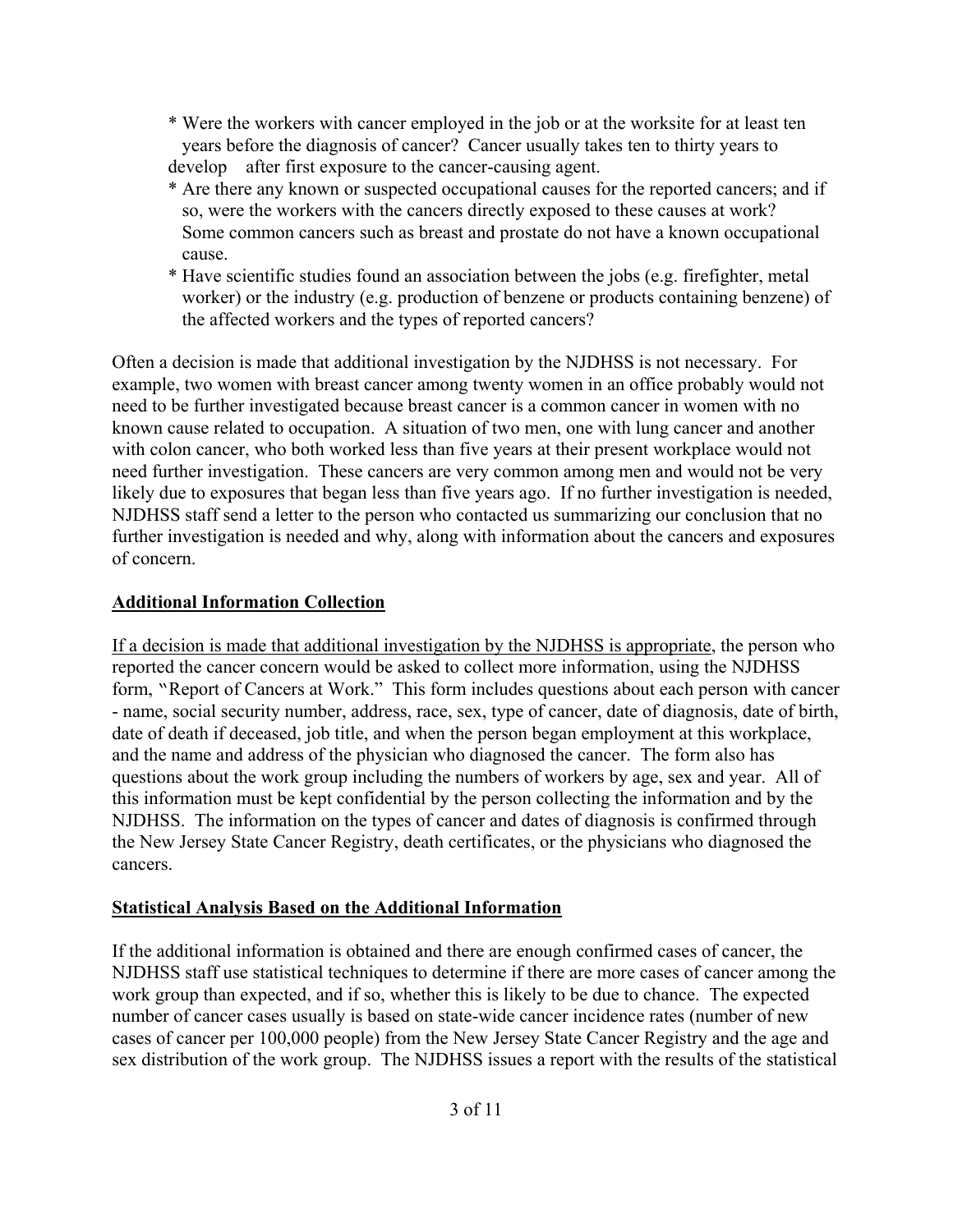* Were the workers with cancer employed in the job or at the worksite for at least ten years before the diagnosis of cancer? Cancer usually takes ten to thirty years to develop after first exposure to the cancer-causing agent.
* Are there any known or suspected occupational causes for the reported cancers; and if so, were the workers with the cancers directly exposed to these causes at work? Some common cancers such as breast and prostate do not have a known occupational cause.
* Have scientific studies found an association between the jobs (e.g. firefighter, metal worker) or the industry (e.g. production of benzene or products containing benzene) of the affected workers and the types of reported cancers?

Often a decision is made that additional investigation by the NJDHSS is not necessary. For example, two women with breast cancer among twenty women in an office probably would not need to be further investigated because breast cancer is a common cancer in women with no known cause related to occupation. A situation of two men, one with lung cancer and another with colon cancer, who both worked less than five years at their present workplace would not need further investigation. These cancers are very common among men and would not be very likely due to exposures that began less than five years ago. If no further investigation is needed, NJDHSS staff send a letter to the person who contacted us summarizing our conclusion that no further investigation is needed and why, along with information about the cancers and exposures of concern.

## Additional Information Collection

If a decision is made that additional investigation by the NJDHSS is appropriate, the person who reported the cancer concern would be asked to collect more information, using the NJDHSS form, "Report of Cancers at Work." This form includes questions about each person with cancer - name, social security number, address, race, sex, type of cancer, date of diagnosis, date of birth, date of death if deceased, job title, and when the person began employment at this workplace, and the name and address of the physician who diagnosed the cancer. The form also has questions about the work group including the numbers of workers by age, sex and year. All of this information must be kept confidential by the person collecting the information and by the NJDHSS. The information on the types of cancer and dates of diagnosis is confirmed through the New Jersey State Cancer Registry, death certificates, or the physicians who diagnosed the cancers.

## Statistical Analysis Based on the Additional Information

If the additional information is obtained and there are enough confirmed cases of cancer, the NJDHSS staff use statistical techniques to determine if there are more cases of cancer among the work group than expected, and if so, whether this is likely to be due to chance. The expected number of cancer cases usually is based on state-wide cancer incidence rates (number of new cases of cancer per 100,000 people) from the New Jersey State Cancer Registry and the age and sex distribution of the work group. The NJDHSS issues a report with the results of the statistical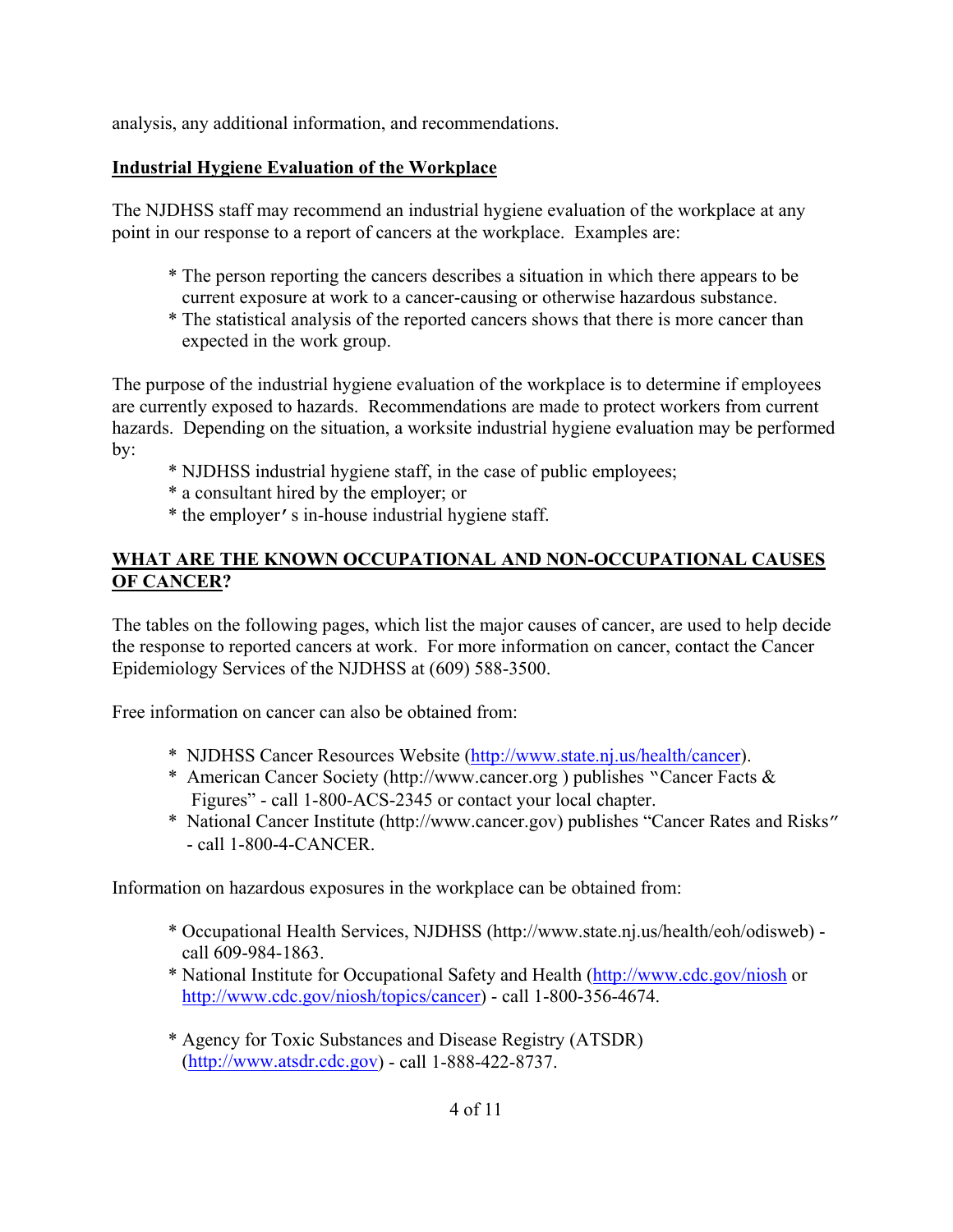analysis, any additional information, and recommendations.

**Industrial Hygiene Evaluation of the Workplace**

The NJDHSS staff may recommend an industrial hygiene evaluation of the workplace at any point in our response to a report of cancers at the workplace. Examples are:

- The person reporting the cancers describes a situation in which there appears to be current exposure at work to a cancer-causing or otherwise hazardous substance.
- The statistical analysis of the reported cancers shows that there is more cancer than expected in the work group.

The purpose of the industrial hygiene evaluation of the workplace is to determine if employees are currently exposed to hazards. Recommendations are made to protect workers from current hazards. Depending on the situation, a worksite industrial hygiene evaluation may be performed by:

- NJDHSS industrial hygiene staff, in the case of public employees;
- a consultant hired by the employer; or
- the employer's in-house industrial hygiene staff.

## WHAT ARE THE KNOWN OCCUPATIONAL AND NON-OCCUPATIONAL CAUSES OF CANCER?

The tables on the following pages, which list the major causes of cancer, are used to help decide the response to reported cancers at work. For more information on cancer, contact the Cancer Epidemiology Services of the NJDHSS at (609) 588-3500.

Free information on cancer can also be obtained from:

- NJDHSS Cancer Resources Website (http://www.state.nj.us/health/cancer).
- American Cancer Society (http://www.cancer.org ) publishes "Cancer Facts & Figures" - call 1-800-ACS-2345 or contact your local chapter.
- National Cancer Institute (http://www.cancer.gov) publishes "Cancer Rates and Risks" - call 1-800-4-CANCER.

Information on hazardous exposures in the workplace can be obtained from:

- Occupational Health Services, NJDHSS (http://www.state.nj.us/health/eoh/odisweb) - call 609-984-1863.
- National Institute for Occupational Safety and Health (http://www.cdc.gov/niosh or http://www.cdc.gov/niosh/topics/cancer) - call 1-800-356-4674.
- Agency for Toxic Substances and Disease Registry (ATSDR) (http://www.atsdr.cdc.gov) - call 1-888-422-8737.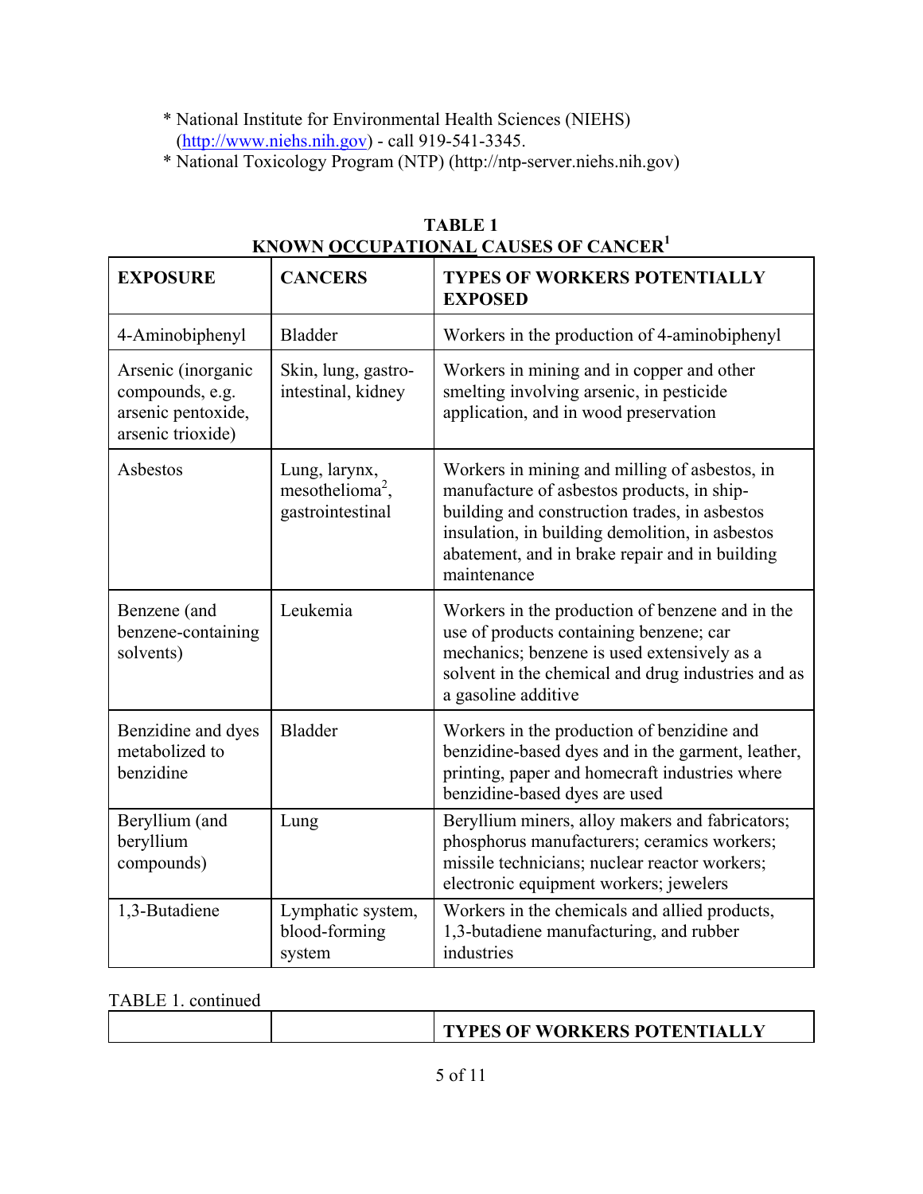* National Institute for Environmental Health Sciences (NIEHS) (http://www.niehs.nih.gov) - call 919-541-3345.
* National Toxicology Program (NTP) (http://ntp-server.niehs.nih.gov)

**TABLE 1**
**KNOWN OCCUPATIONAL CAUSES OF CANCER[1]**

| EXPOSURE | CANCERS | TYPES OF WORKERS POTENTIALLY EXPOSED |
|---|---|---|
| 4-Aminobiphenyl | Bladder | Workers in the production of 4-aminobiphenyl |
| Arsenic (inorganic compounds, e.g. arsenic pentoxide, arsenic trioxide) | Skin, lung, gastro-intestinal, kidney | Workers in mining and in copper and other smelting involving arsenic, in pesticide application, and in wood preservation |
| Asbestos | Lung, larynx, mesothelioma[2], gastrointestinal | Workers in mining and milling of asbestos, in manufacture of asbestos products, in ship-building and construction trades, in asbestos insulation, in building demolition, in asbestos abatement, and in brake repair and in building maintenance |
| Benzene (and benzene-containing solvents) | Leukemia | Workers in the production of benzene and in the use of products containing benzene; car mechanics; benzene is used extensively as a solvent in the chemical and drug industries and as a gasoline additive |
| Benzidine and dyes metabolized to benzidine | Bladder | Workers in the production of benzidine and benzidine-based dyes and in the garment, leather, printing, paper and homecraft industries where benzidine-based dyes are used |
| Beryllium (and beryllium compounds) | Lung | Beryllium miners, alloy makers and fabricators; phosphorus manufacturers; ceramics workers; missile technicians; nuclear reactor workers; electronic equipment workers; jewelers |
| 1,3-Butadiene | Lymphatic system, blood-forming system | Workers in the chemicals and allied products, 1,3-butadiene manufacturing, and rubber industries |

TABLE 1. continued

| | | TYPES OF WORKERS POTENTIALLY |
|---|---|---|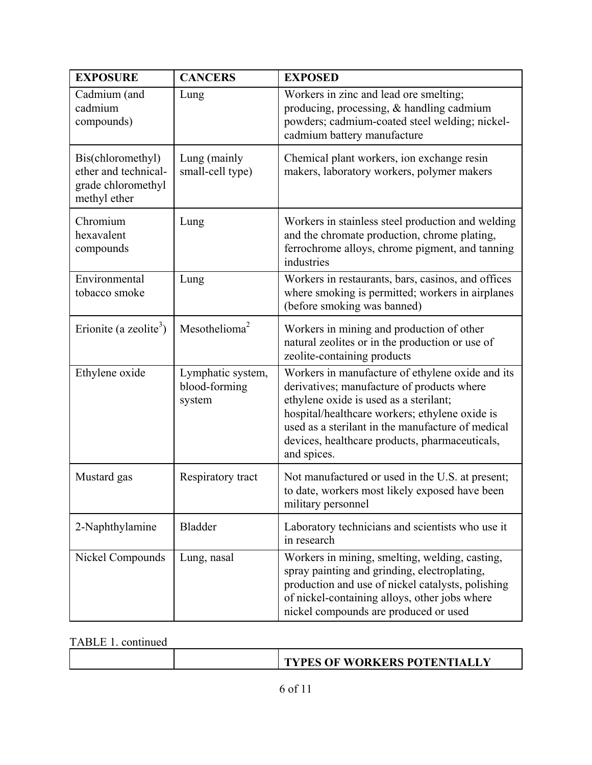| EXPOSURE | CANCERS | EXPOSED |
|---|---|---|
| Cadmium (and cadmium compounds) | Lung | Workers in zinc and lead ore smelting; producing, processing, & handling cadmium powders; cadmium-coated steel welding; nickel-cadmium battery manufacture |
| Bis(chloromethyl) ether and technical-grade chloromethyl methyl ether | Lung (mainly small-cell type) | Chemical plant workers, ion exchange resin makers, laboratory workers, polymer makers |
| Chromium hexavalent compounds | Lung | Workers in stainless steel production and welding and the chromate production, chrome plating, ferrochrome alloys, chrome pigment, and tanning industries |
| Environmental tobacco smoke | Lung | Workers in restaurants, bars, casinos, and offices where smoking is permitted; workers in airplanes (before smoking was banned) |
| Erionite (a zeolite[3]) | Mesothelioma[2] | Workers in mining and production of other natural zeolites or in the production or use of zeolite-containing products |
| Ethylene oxide | Lymphatic system, blood-forming system | Workers in manufacture of ethylene oxide and its derivatives; manufacture of products where ethylene oxide is used as a sterilant; hospital/healthcare workers; ethylene oxide is used as a sterilant in the manufacture of medical devices, healthcare products, pharmaceuticals, and spices. |
| Mustard gas | Respiratory tract | Not manufactured or used in the U.S. at present; to date, workers most likely exposed have been military personnel |
| 2-Naphthylamine | Bladder | Laboratory technicians and scientists who use it in research |
| Nickel Compounds | Lung, nasal | Workers in mining, smelting, welding, casting, spray painting and grinding, electroplating, production and use of nickel catalysts, polishing of nickel-containing alloys, other jobs where nickel compounds are produced or used |

TABLE 1. continued

| | | TYPES OF WORKERS POTENTIALLY |
|---|---|---|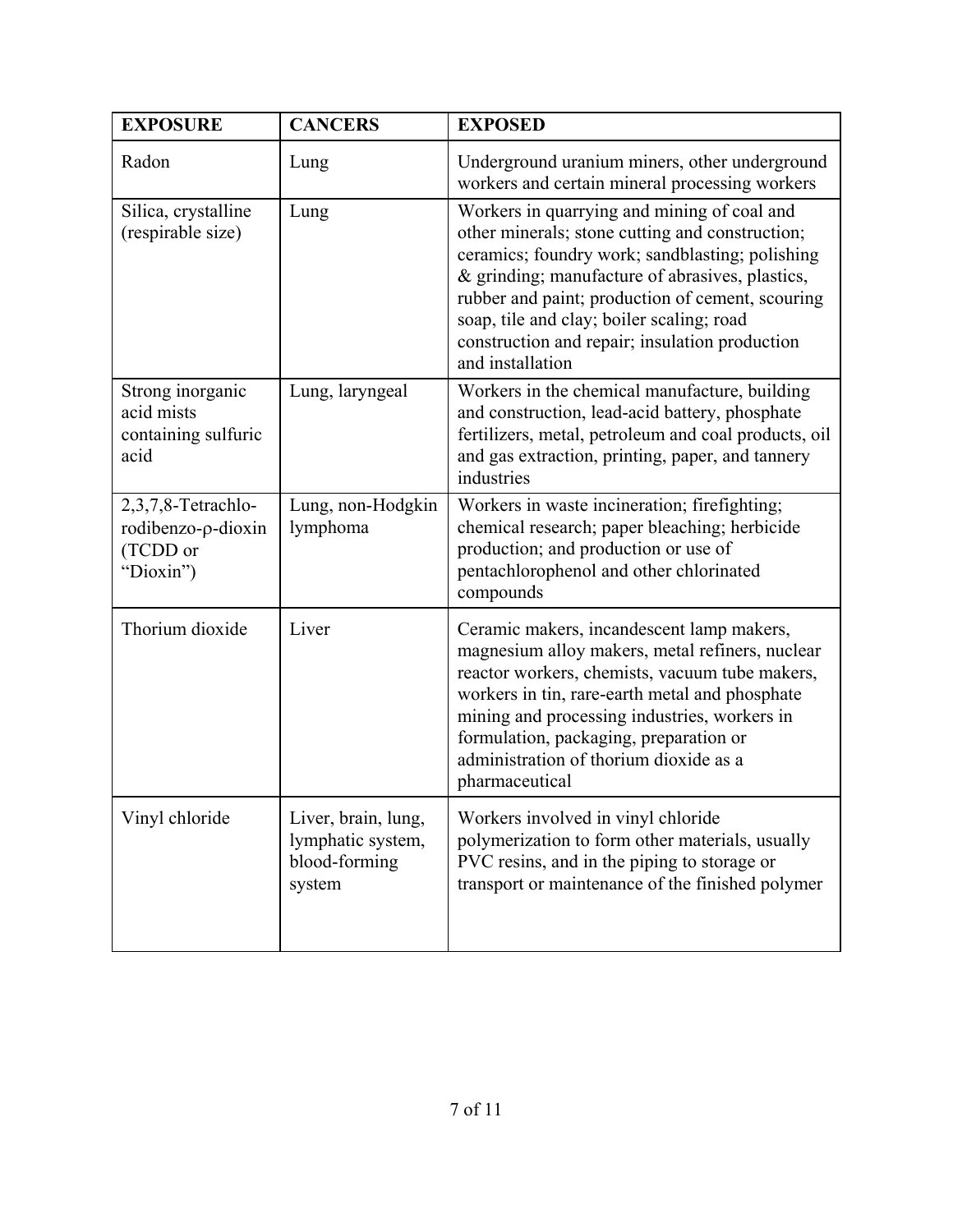| EXPOSURE | CANCERS | EXPOSED |
|---|---|---|
| Radon | Lung | Underground uranium miners, other underground workers and certain mineral processing workers |
| Silica, crystalline (respirable size) | Lung | Workers in quarrying and mining of coal and other minerals; stone cutting and construction; ceramics; foundry work; sandblasting; polishing & grinding; manufacture of abrasives, plastics, rubber and paint; production of cement, scouring soap, tile and clay; boiler scaling; road construction and repair; insulation production and installation |
| Strong inorganic acid mists containing sulfuric acid | Lung, laryngeal | Workers in the chemical manufacture, building and construction, lead-acid battery, phosphate fertilizers, metal, petroleum and coal products, oil and gas extraction, printing, paper, and tannery industries |
| 2,3,7,8-Tetrachlo-rodibenzo-ρ-dioxin (TCDD or "Dioxin") | Lung, non-Hodgkin lymphoma | Workers in waste incineration; firefighting; chemical research; paper bleaching; herbicide production; and production or use of pentachlorophenol and other chlorinated compounds |
| Thorium dioxide | Liver | Ceramic makers, incandescent lamp makers, magnesium alloy makers, metal refiners, nuclear reactor workers, chemists, vacuum tube makers, workers in tin, rare-earth metal and phosphate mining and processing industries, workers in formulation, packaging, preparation or administration of thorium dioxide as a pharmaceutical |
| Vinyl chloride | Liver, brain, lung, lymphatic system, blood-forming system | Workers involved in vinyl chloride polymerization to form other materials, usually PVC resins, and in the piping to storage or transport or maintenance of the finished polymer |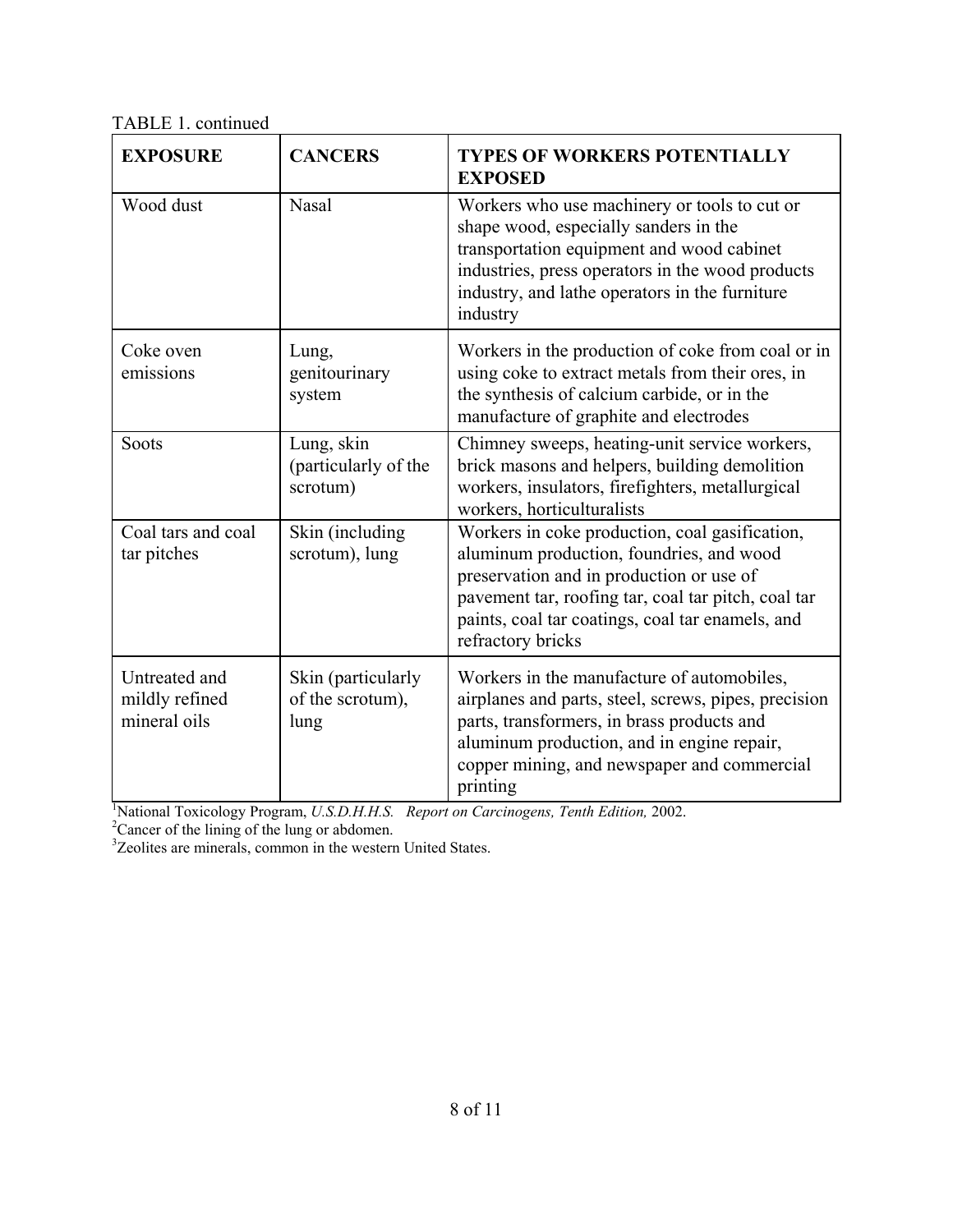TABLE 1. continued

| EXPOSURE | CANCERS | TYPES OF WORKERS POTENTIALLY EXPOSED |
| --- | --- | --- |
| Wood dust | Nasal | Workers who use machinery or tools to cut or shape wood, especially sanders in the transportation equipment and wood cabinet industries, press operators in the wood products industry, and lathe operators in the furniture industry |
| Coke oven emissions | Lung, genitourinary system | Workers in the production of coke from coal or in using coke to extract metals from their ores, in the synthesis of calcium carbide, or in the manufacture of graphite and electrodes |
| Soots | Lung, skin (particularly of the scrotum) | Chimney sweeps, heating-unit service workers, brick masons and helpers, building demolition workers, insulators, firefighters, metallurgical workers, horticulturalists |
| Coal tars and coal tar pitches | Skin (including scrotum), lung | Workers in coke production, coal gasification, aluminum production, foundries, and wood preservation and in production or use of pavement tar, roofing tar, coal tar pitch, coal tar paints, coal tar coatings, coal tar enamels, and refractory bricks |
| Untreated and mildly refined mineral oils | Skin (particularly of the scrotum), lung | Workers in the manufacture of automobiles, airplanes and parts, steel, screws, pipes, precision parts, transformers, in brass products and aluminum production, and in engine repair, copper mining, and newspaper and commercial printing |

[1]National Toxicology Program, *U.S.D.H.H.S. Report on Carcinogens, Tenth Edition,* 2002.
[2]Cancer of the lining of the lung or abdomen.
[3]Zeolites are minerals, common in the western United States.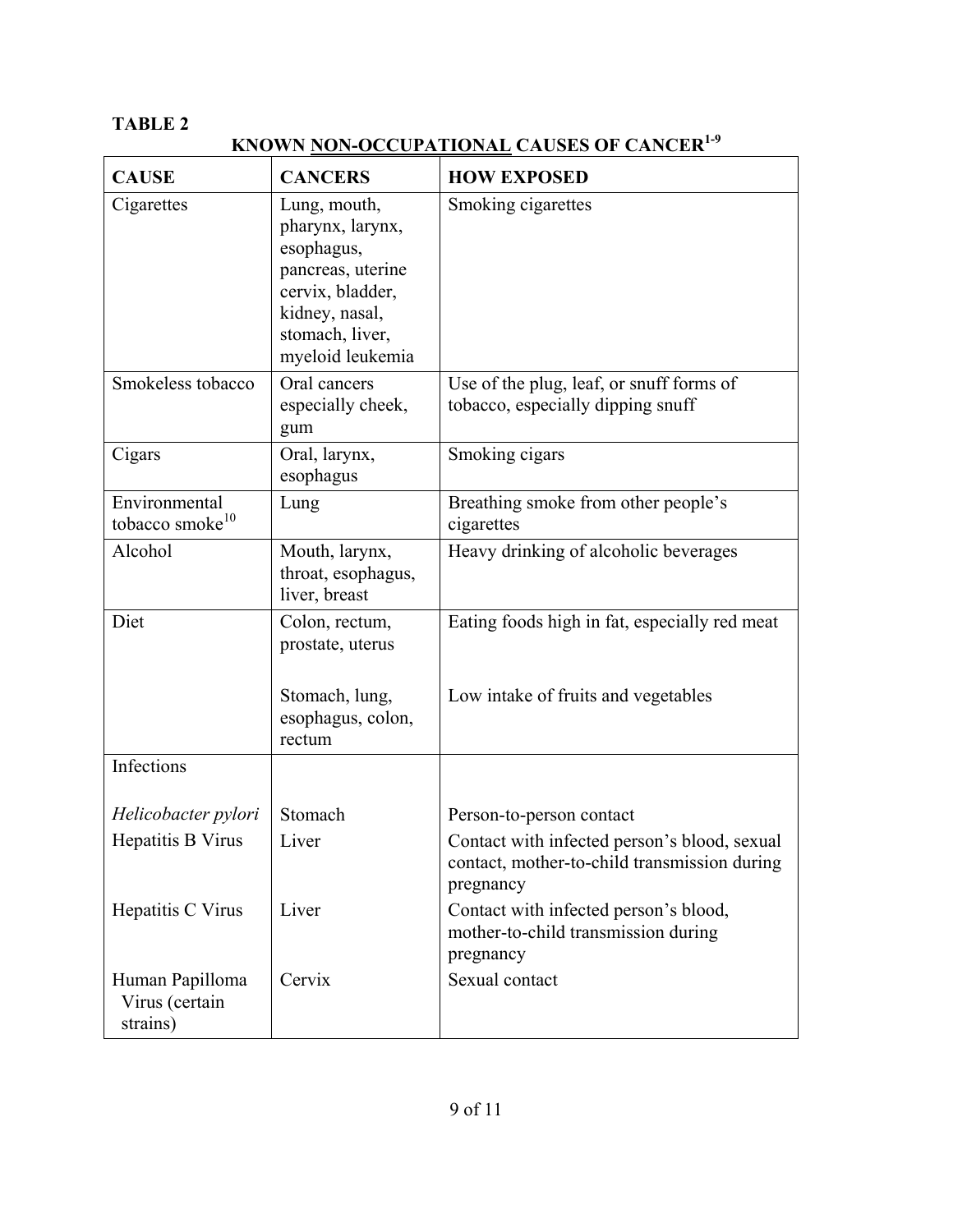**TABLE 2**

**KNOWN <u>NON-OCCUPATIONAL</u> CAUSES OF CANCER[1-9]**

| CAUSE | CANCERS | HOW EXPOSED |
|---|---|---|
| Cigarettes | Lung, mouth, pharynx, larynx, esophagus, pancreas, uterine cervix, bladder, kidney, nasal, stomach, liver, myeloid leukemia | Smoking cigarettes |
| Smokeless tobacco | Oral cancers especially cheek, gum | Use of the plug, leaf, or snuff forms of tobacco, especially dipping snuff |
| Cigars | Oral, larynx, esophagus | Smoking cigars |
| Environmental tobacco smoke[10] | Lung | Breathing smoke from other people's cigarettes |
| Alcohol | Mouth, larynx, throat, esophagus, liver, breast | Heavy drinking of alcoholic beverages |
| Diet | Colon, rectum, prostate, uterus | Eating foods high in fat, especially red meat |
| | Stomach, lung, esophagus, colon, rectum | Low intake of fruits and vegetables |
| Infections | | |
| *Helicobacter pylori* | Stomach | Person-to-person contact |
| Hepatitis B Virus | Liver | Contact with infected person's blood, sexual contact, mother-to-child transmission during pregnancy |
| Hepatitis C Virus | Liver | Contact with infected person's blood, mother-to-child transmission during pregnancy |
| Human Papilloma Virus (certain strains) | Cervix | Sexual contact |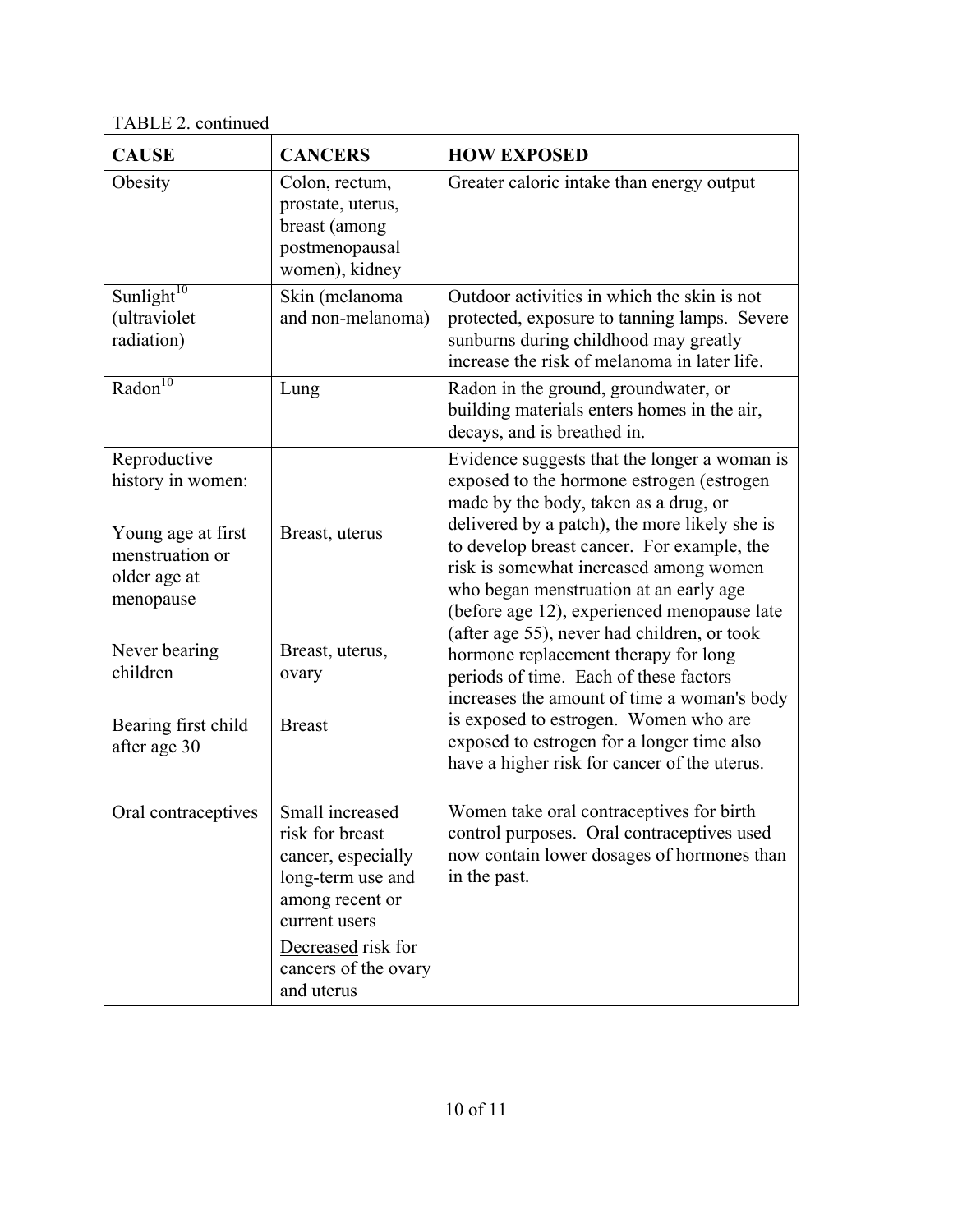TABLE 2. continued

| CAUSE | CANCERS | HOW EXPOSED |
|---|---|---|
| Obesity | Colon, rectum, prostate, uterus, breast (among postmenopausal women), kidney | Greater caloric intake than energy output |
| Sunlight[10] (ultraviolet radiation) | Skin (melanoma and non-melanoma) | Outdoor activities in which the skin is not protected, exposure to tanning lamps. Severe sunburns during childhood may greatly increase the risk of melanoma in later life. |
| Radon[10] | Lung | Radon in the ground, groundwater, or building materials enters homes in the air, decays, and is breathed in. |
| Reproductive history in women:<br><br>Young age at first menstruation or older age at menopause<br><br>Never bearing children<br><br>Bearing first child after age 30 | <br><br>Breast, uterus<br><br>Breast, uterus, ovary<br><br>Breast | Evidence suggests that the longer a woman is exposed to the hormone estrogen (estrogen made by the body, taken as a drug, or delivered by a patch), the more likely she is to develop breast cancer. For example, the risk is somewhat increased among women who began menstruation at an early age (before age 12), experienced menopause late (after age 55), never had children, or took hormone replacement therapy for long periods of time. Each of these factors increases the amount of time a woman's body is exposed to estrogen. Women who are exposed to estrogen for a longer time also have a higher risk for cancer of the uterus. |
| Oral contraceptives | Small <u>increased</u> risk for breast cancer, especially long-term use and among recent or current users<br><br><u>Decreased</u> risk for cancers of the ovary and uterus | Women take oral contraceptives for birth control purposes. Oral contraceptives used now contain lower dosages of hormones than in the past. |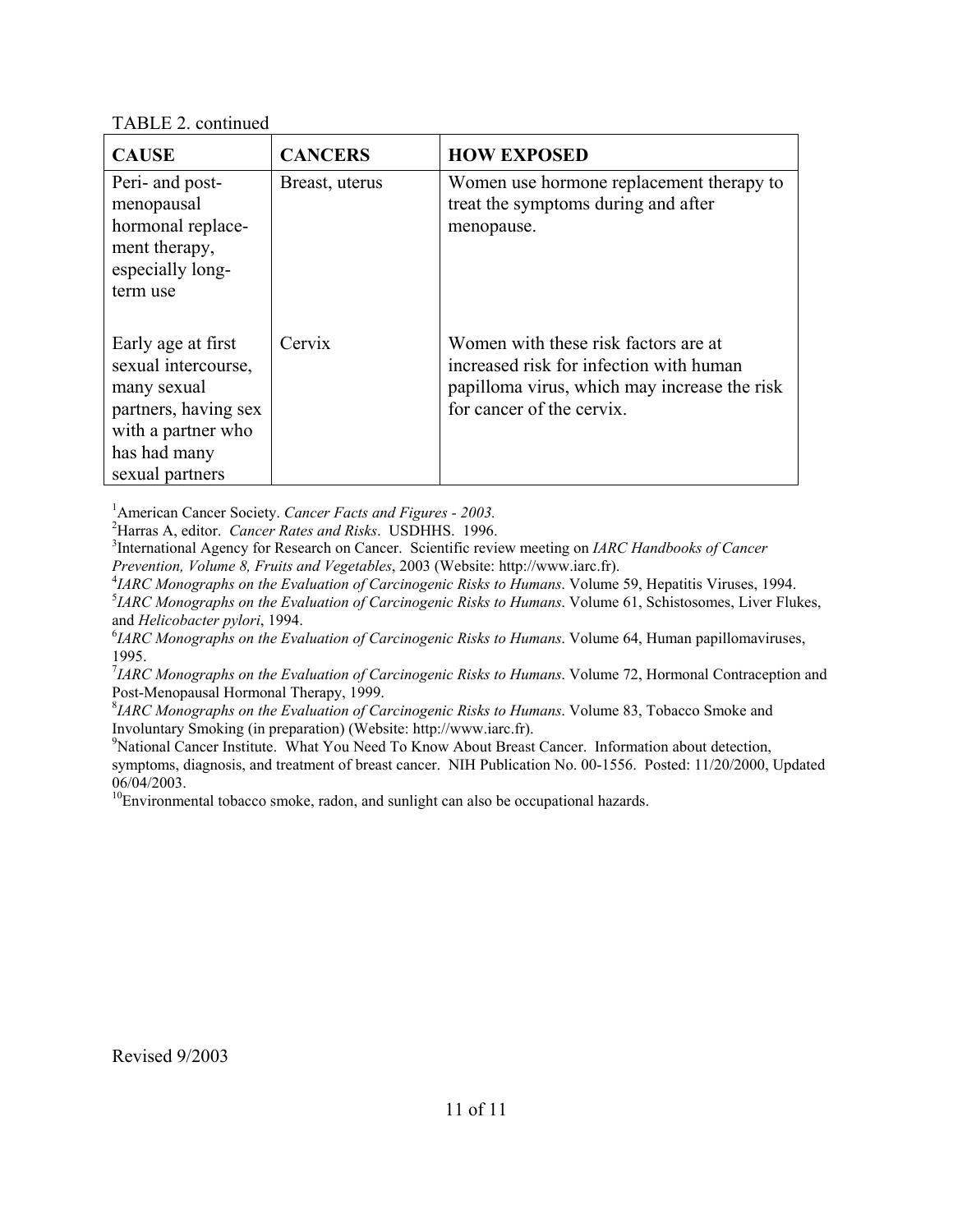TABLE 2. continued

| CAUSE | CANCERS | HOW EXPOSED |
| --- | --- | --- |
| Peri- and post-menopausal hormonal replace-ment therapy, especially long-term use | Breast, uterus | Women use hormone replacement therapy to treat the symptoms during and after menopause. |
| Early age at first sexual intercourse, many sexual partners, having sex with a partner who has had many sexual partners | Cervix | Women with these risk factors are at increased risk for infection with human papilloma virus, which may increase the risk for cancer of the cervix. |

[1]American Cancer Society. *Cancer Facts and Figures - 2003.*
[2]Harras A, editor. *Cancer Rates and Risks*. USDHHS. 1996.
[3]International Agency for Research on Cancer. Scientific review meeting on *IARC Handbooks of Cancer Prevention, Volume 8, Fruits and Vegetables*, 2003 (Website: http://www.iarc.fr).
[4]*IARC Monographs on the Evaluation of Carcinogenic Risks to Humans*. Volume 59, Hepatitis Viruses, 1994.
[5]*IARC Monographs on the Evaluation of Carcinogenic Risks to Humans*. Volume 61, Schistosomes, Liver Flukes, and *Helicobacter pylori*, 1994.
[6]*IARC Monographs on the Evaluation of Carcinogenic Risks to Humans*. Volume 64, Human papillomaviruses, 1995.
[7]*IARC Monographs on the Evaluation of Carcinogenic Risks to Humans*. Volume 72, Hormonal Contraception and Post-Menopausal Hormonal Therapy, 1999.
[8]*IARC Monographs on the Evaluation of Carcinogenic Risks to Humans*. Volume 83, Tobacco Smoke and Involuntary Smoking (in preparation) (Website: http://www.iarc.fr).
[9]National Cancer Institute. What You Need To Know About Breast Cancer. Information about detection, symptoms, diagnosis, and treatment of breast cancer. NIH Publication No. 00-1556. Posted: 11/20/2000, Updated 06/04/2003.
[10]Environmental tobacco smoke, radon, and sunlight can also be occupational hazards.

Revised 9/2003